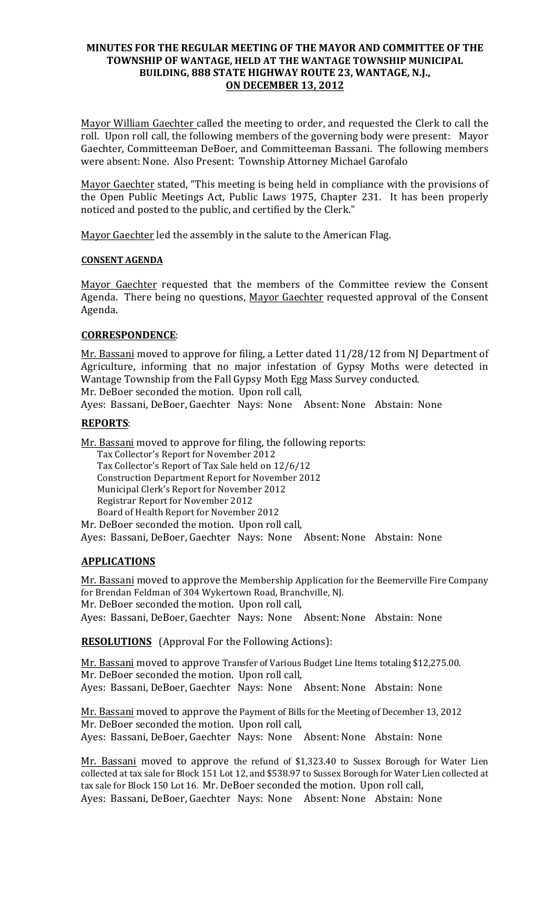# MINUTES FOR THE REGULAR MEETING OF THE MAYOR AND COMMITTEE OF THE TOWNSHIP OF WANTAGE, HELD AT THE WANTAGE TOWNSHIP MUNICIPAL BUILDING, 888 STATE HIGHWAY ROUTE 23, WANTAGE, N.J., ON DECEMBER 13, 2012

Mayor William Gaechter called the meeting to order, and requested the Clerk to call the roll. Upon roll call, the following members of the governing body were present: Mayor Gaechter, Committeeman DeBoer, and Committeeman Bassani. The following members were absent: None. Also Present: Township Attorney Michael Garofalo

Mayor Gaechter stated, "This meeting is being held in compliance with the provisions of the Open Public Meetings Act, Public Laws 1975, Chapter 231. It has been properly noticed and posted to the public, and certified by the Clerk."

Mayor Gaechter led the assembly in the salute to the American Flag.

## CONSENT AGENDA

Mayor Gaechter requested that the members of the Committee review the Consent Agenda. There being no questions, Mayor Gaechter requested approval of the Consent Agenda.

## CORRESPONDENCE:

Mr. Bassani moved to approve for filing, a Letter dated 11/28/12 from NJ Department of Agriculture, informing that no major infestation of Gypsy Moths were detected in Wantage Township from the Fall Gypsy Moth Egg Mass Survey conducted.
Mr. DeBoer seconded the motion. Upon roll call,
Ayes: Bassani, DeBoer, Gaechter Nays: None Absent: None Abstain: None

## REPORTS:

Mr. Bassani moved to approve for filing, the following reports:

- Tax Collector's Report for November 2012
- Tax Collector's Report of Tax Sale held on 12/6/12
- Construction Department Report for November 2012
- Municipal Clerk's Report for November 2012
- Registrar Report for November 2012
- Board of Health Report for November 2012

Mr. DeBoer seconded the motion. Upon roll call,
Ayes: Bassani, DeBoer, Gaechter Nays: None Absent: None Abstain: None

## APPLICATIONS

Mr. Bassani moved to approve the Membership Application for the Beemerville Fire Company for Brendan Feldman of 304 Wykertown Road, Branchville, NJ.
Mr. DeBoer seconded the motion. Upon roll call,
Ayes: Bassani, DeBoer, Gaechter Nays: None Absent: None Abstain: None

## RESOLUTIONS (Approval For the Following Actions):

Mr. Bassani moved to approve Transfer of Various Budget Line Items totaling $12,275.00.
Mr. DeBoer seconded the motion. Upon roll call,
Ayes: Bassani, DeBoer, Gaechter Nays: None Absent: None Abstain: None

Mr. Bassani moved to approve the Payment of Bills for the Meeting of December 13, 2012
Mr. DeBoer seconded the motion. Upon roll call,
Ayes: Bassani, DeBoer, Gaechter Nays: None Absent: None Abstain: None

Mr. Bassani moved to approve the refund of $1,323.40 to Sussex Borough for Water Lien collected at tax sale for Block 151 Lot 12, and $538.97 to Sussex Borough for Water Lien collected at tax sale for Block 150 Lot 16. Mr. DeBoer seconded the motion. Upon roll call,
Ayes: Bassani, DeBoer, Gaechter Nays: None Absent: None Abstain: None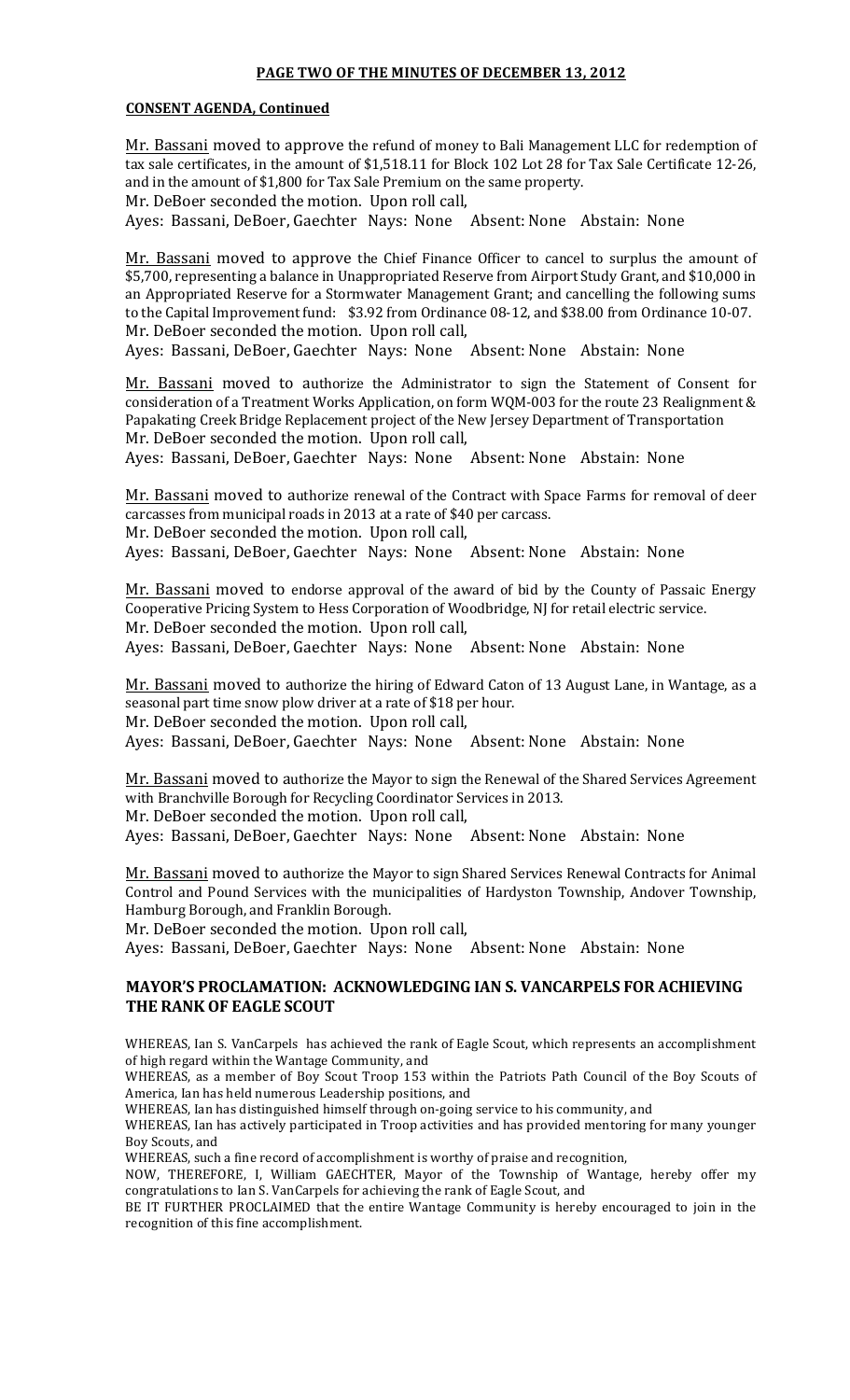**PAGE TWO OF THE MINUTES OF DECEMBER 13, 2012**

**CONSENT AGENDA, Continued**

Mr. Bassani moved to approve the refund of money to Bali Management LLC for redemption of tax sale certificates, in the amount of $1,518.11 for Block 102 Lot 28 for Tax Sale Certificate 12-26, and in the amount of $1,800 for Tax Sale Premium on the same property.
Mr. DeBoer seconded the motion. Upon roll call,
Ayes: Bassani, DeBoer, Gaechter Nays: None Absent: None Abstain: None

Mr. Bassani moved to approve the Chief Finance Officer to cancel to surplus the amount of $5,700, representing a balance in Unappropriated Reserve from Airport Study Grant, and $10,000 in an Appropriated Reserve for a Stormwater Management Grant; and cancelling the following sums to the Capital Improvement fund: $3.92 from Ordinance 08-12, and $38.00 from Ordinance 10-07.
Mr. DeBoer seconded the motion. Upon roll call,
Ayes: Bassani, DeBoer, Gaechter Nays: None Absent: None Abstain: None

Mr. Bassani moved to authorize the Administrator to sign the Statement of Consent for consideration of a Treatment Works Application, on form WQM-003 for the route 23 Realignment & Papakating Creek Bridge Replacement project of the New Jersey Department of Transportation
Mr. DeBoer seconded the motion. Upon roll call,
Ayes: Bassani, DeBoer, Gaechter Nays: None Absent: None Abstain: None

Mr. Bassani moved to authorize renewal of the Contract with Space Farms for removal of deer carcasses from municipal roads in 2013 at a rate of $40 per carcass.
Mr. DeBoer seconded the motion. Upon roll call,
Ayes: Bassani, DeBoer, Gaechter Nays: None Absent: None Abstain: None

Mr. Bassani moved to endorse approval of the award of bid by the County of Passaic Energy Cooperative Pricing System to Hess Corporation of Woodbridge, NJ for retail electric service.
Mr. DeBoer seconded the motion. Upon roll call,
Ayes: Bassani, DeBoer, Gaechter Nays: None Absent: None Abstain: None

Mr. Bassani moved to authorize the hiring of Edward Caton of 13 August Lane, in Wantage, as a seasonal part time snow plow driver at a rate of $18 per hour.
Mr. DeBoer seconded the motion. Upon roll call,
Ayes: Bassani, DeBoer, Gaechter Nays: None Absent: None Abstain: None

Mr. Bassani moved to authorize the Mayor to sign the Renewal of the Shared Services Agreement with Branchville Borough for Recycling Coordinator Services in 2013.
Mr. DeBoer seconded the motion. Upon roll call,
Ayes: Bassani, DeBoer, Gaechter Nays: None Absent: None Abstain: None

Mr. Bassani moved to authorize the Mayor to sign Shared Services Renewal Contracts for Animal Control and Pound Services with the municipalities of Hardyston Township, Andover Township, Hamburg Borough, and Franklin Borough.
Mr. DeBoer seconded the motion. Upon roll call,
Ayes: Bassani, DeBoer, Gaechter Nays: None Absent: None Abstain: None

## MAYOR'S PROCLAMATION: ACKNOWLEDGING IAN S. VANCARPELS FOR ACHIEVING THE RANK OF EAGLE SCOUT

WHEREAS, Ian S. VanCarpels has achieved the rank of Eagle Scout, which represents an accomplishment of high regard within the Wantage Community, and
WHEREAS, as a member of Boy Scout Troop 153 within the Patriots Path Council of the Boy Scouts of America, Ian has held numerous Leadership positions, and
WHEREAS, Ian has distinguished himself through on-going service to his community, and
WHEREAS, Ian has actively participated in Troop activities and has provided mentoring for many younger Boy Scouts, and
WHEREAS, such a fine record of accomplishment is worthy of praise and recognition,
NOW, THEREFORE, I, William GAECHTER, Mayor of the Township of Wantage, hereby offer my congratulations to Ian S. VanCarpels for achieving the rank of Eagle Scout, and
BE IT FURTHER PROCLAIMED that the entire Wantage Community is hereby encouraged to join in the recognition of this fine accomplishment.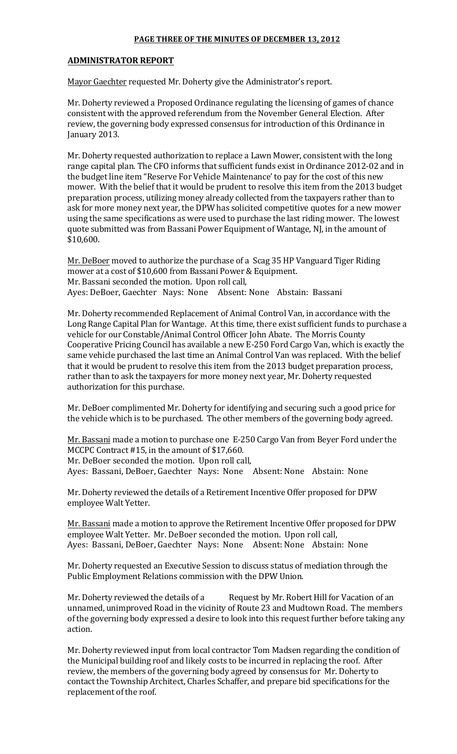**PAGE THREE OF THE MINUTES OF DECEMBER 13, 2012**

**ADMINISTRATOR REPORT**

Mayor Gaechter requested Mr. Doherty give the Administrator's report.

Mr. Doherty reviewed a Proposed Ordinance regulating the licensing of games of chance consistent with the approved referendum from the November General Election. After review, the governing body expressed consensus for introduction of this Ordinance in January 2013.

Mr. Doherty requested authorization to replace a Lawn Mower, consistent with the long range capital plan. The CFO informs that sufficient funds exist in Ordinance 2012-02 and in the budget line item "Reserve For Vehicle Maintenance' to pay for the cost of this new mower. With the belief that it would be prudent to resolve this item from the 2013 budget preparation process, utilizing money already collected from the taxpayers rather than to ask for more money next year, the DPW has solicited competitive quotes for a new mower using the same specifications as were used to purchase the last riding mower. The lowest quote submitted was from Bassani Power Equipment of Wantage, NJ, in the amount of $10,600.

Mr. DeBoer moved to authorize the purchase of a Scag 35 HP Vanguard Tiger Riding mower at a cost of $10,600 from Bassani Power & Equipment.
Mr. Bassani seconded the motion. Upon roll call,
Ayes: DeBoer, Gaechter Nays: None Absent: None Abstain: Bassani

Mr. Doherty recommended Replacement of Animal Control Van, in accordance with the Long Range Capital Plan for Wantage. At this time, there exist sufficient funds to purchase a vehicle for our Constable/Animal Control Officer John Abate. The Morris County Cooperative Pricing Council has available a new E-250 Ford Cargo Van, which is exactly the same vehicle purchased the last time an Animal Control Van was replaced. With the belief that it would be prudent to resolve this item from the 2013 budget preparation process, rather than to ask the taxpayers for more money next year, Mr. Doherty requested authorization for this purchase.

Mr. DeBoer complimented Mr. Doherty for identifying and securing such a good price for the vehicle which is to be purchased. The other members of the governing body agreed.

Mr. Bassani made a motion to purchase one E-250 Cargo Van from Beyer Ford under the MCCPC Contract #15, in the amount of $17,660.
Mr. DeBoer seconded the motion. Upon roll call,
Ayes: Bassani, DeBoer, Gaechter Nays: None Absent: None Abstain: None

Mr. Doherty reviewed the details of a Retirement Incentive Offer proposed for DPW employee Walt Yetter.

Mr. Bassani made a motion to approve the Retirement Incentive Offer proposed for DPW employee Walt Yetter. Mr. DeBoer seconded the motion. Upon roll call,
Ayes: Bassani, DeBoer, Gaechter Nays: None Absent: None Abstain: None

Mr. Doherty requested an Executive Session to discuss status of mediation through the Public Employment Relations commission with the DPW Union.

Mr. Doherty reviewed the details of a Request by Mr. Robert Hill for Vacation of an unnamed, unimproved Road in the vicinity of Route 23 and Mudtown Road. The members of the governing body expressed a desire to look into this request further before taking any action.

Mr. Doherty reviewed input from local contractor Tom Madsen regarding the condition of the Municipal building roof and likely costs to be incurred in replacing the roof. After review, the members of the governing body agreed by consensus for Mr. Doherty to contact the Township Architect, Charles Schaffer, and prepare bid specifications for the replacement of the roof.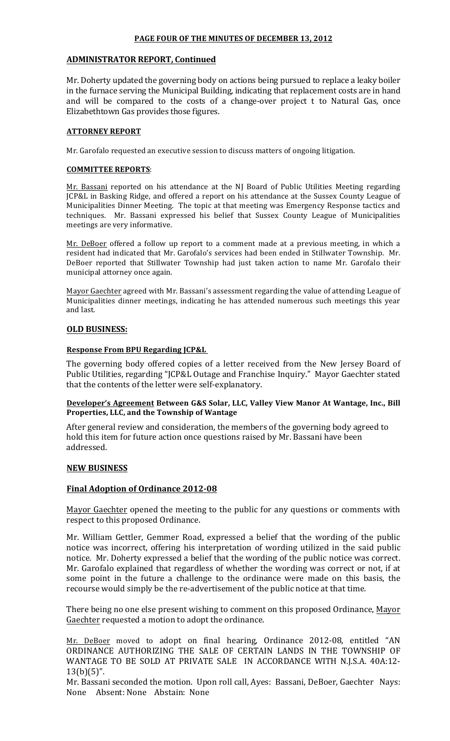**PAGE FOUR OF THE MINUTES OF DECEMBER 13, 2012**

## ADMINISTRATOR REPORT, Continued

Mr. Doherty updated the governing body on actions being pursued to replace a leaky boiler in the furnace serving the Municipal Building, indicating that replacement costs are in hand and will be compared to the costs of a change-over project t to Natural Gas, once Elizabethtown Gas provides those figures.

### ATTORNEY REPORT

Mr. Garofalo requested an executive session to discuss matters of ongoing litigation.

### COMMITTEE REPORTS:

Mr. Bassani reported on his attendance at the NJ Board of Public Utilities Meeting regarding JCP&L in Basking Ridge, and offered a report on his attendance at the Sussex County League of Municipalities Dinner Meeting. The topic at that meeting was Emergency Response tactics and techniques. Mr. Bassani expressed his belief that Sussex County League of Municipalities meetings are very informative.

Mr. DeBoer offered a follow up report to a comment made at a previous meeting, in which a resident had indicated that Mr. Garofalo's services had been ended in Stillwater Township. Mr. DeBoer reported that Stillwater Township had just taken action to name Mr. Garofalo their municipal attorney once again.

Mayor Gaechter agreed with Mr. Bassani's assessment regarding the value of attending League of Municipalities dinner meetings, indicating he has attended numerous such meetings this year and last.

## OLD BUSINESS:

### Response From BPU Regarding JCP&L

The governing body offered copies of a letter received from the New Jersey Board of Public Utilities, regarding "JCP&L Outage and Franchise Inquiry." Mayor Gaechter stated that the contents of the letter were self-explanatory.

### Developer's Agreement Between G&S Solar, LLC, Valley View Manor At Wantage, Inc., Bill Properties, LLC, and the Township of Wantage

After general review and consideration, the members of the governing body agreed to hold this item for future action once questions raised by Mr. Bassani have been addressed.

## NEW BUSINESS

## Final Adoption of Ordinance 2012-08

Mayor Gaechter opened the meeting to the public for any questions or comments with respect to this proposed Ordinance.

Mr. William Gettler, Gemmer Road, expressed a belief that the wording of the public notice was incorrect, offering his interpretation of wording utilized in the said public notice. Mr. Doherty expressed a belief that the wording of the public notice was correct. Mr. Garofalo explained that regardless of whether the wording was correct or not, if at some point in the future a challenge to the ordinance were made on this basis, the recourse would simply be the re-advertisement of the public notice at that time.

There being no one else present wishing to comment on this proposed Ordinance, Mayor Gaechter requested a motion to adopt the ordinance.

Mr. DeBoer moved to adopt on final hearing, Ordinance 2012-08, entitled "AN ORDINANCE AUTHORIZING THE SALE OF CERTAIN LANDS IN THE TOWNSHIP OF WANTAGE TO BE SOLD AT PRIVATE SALE IN ACCORDANCE WITH N.J.S.A. 40A:12-13(b)(5)".
Mr. Bassani seconded the motion. Upon roll call, Ayes: Bassani, DeBoer, Gaechter Nays: None Absent: None Abstain: None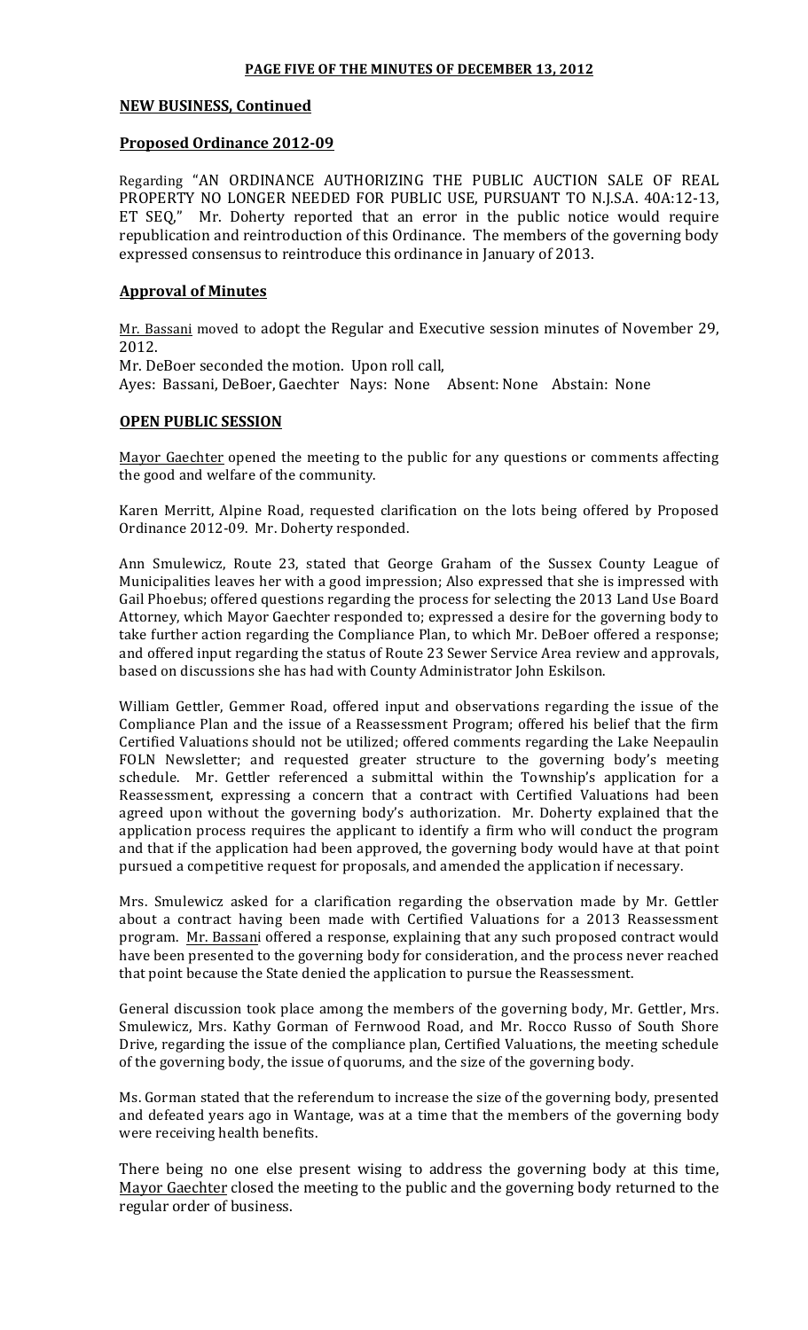**PAGE FIVE OF THE MINUTES OF DECEMBER 13, 2012**

**NEW BUSINESS, Continued**

**Proposed Ordinance 2012-09**

Regarding "AN ORDINANCE AUTHORIZING THE PUBLIC AUCTION SALE OF REAL PROPERTY NO LONGER NEEDED FOR PUBLIC USE, PURSUANT TO N.J.S.A. 40A:12-13, ET SEQ," Mr. Doherty reported that an error in the public notice would require republication and reintroduction of this Ordinance. The members of the governing body expressed consensus to reintroduce this ordinance in January of 2013.

**Approval of Minutes**

Mr. Bassani moved to adopt the Regular and Executive session minutes of November 29, 2012.
Mr. DeBoer seconded the motion. Upon roll call,
Ayes: Bassani, DeBoer, Gaechter Nays: None Absent: None Abstain: None

**OPEN PUBLIC SESSION**

Mayor Gaechter opened the meeting to the public for any questions or comments affecting the good and welfare of the community.

Karen Merritt, Alpine Road, requested clarification on the lots being offered by Proposed Ordinance 2012-09. Mr. Doherty responded.

Ann Smulewicz, Route 23, stated that George Graham of the Sussex County League of Municipalities leaves her with a good impression; Also expressed that she is impressed with Gail Phoebus; offered questions regarding the process for selecting the 2013 Land Use Board Attorney, which Mayor Gaechter responded to; expressed a desire for the governing body to take further action regarding the Compliance Plan, to which Mr. DeBoer offered a response; and offered input regarding the status of Route 23 Sewer Service Area review and approvals, based on discussions she has had with County Administrator John Eskilson.

William Gettler, Gemmer Road, offered input and observations regarding the issue of the Compliance Plan and the issue of a Reassessment Program; offered his belief that the firm Certified Valuations should not be utilized; offered comments regarding the Lake Neepaulin FOLN Newsletter; and requested greater structure to the governing body's meeting schedule. Mr. Gettler referenced a submittal within the Township's application for a Reassessment, expressing a concern that a contract with Certified Valuations had been agreed upon without the governing body's authorization. Mr. Doherty explained that the application process requires the applicant to identify a firm who will conduct the program and that if the application had been approved, the governing body would have at that point pursued a competitive request for proposals, and amended the application if necessary.

Mrs. Smulewicz asked for a clarification regarding the observation made by Mr. Gettler about a contract having been made with Certified Valuations for a 2013 Reassessment program. Mr. Bassani offered a response, explaining that any such proposed contract would have been presented to the governing body for consideration, and the process never reached that point because the State denied the application to pursue the Reassessment.

General discussion took place among the members of the governing body, Mr. Gettler, Mrs. Smulewicz, Mrs. Kathy Gorman of Fernwood Road, and Mr. Rocco Russo of South Shore Drive, regarding the issue of the compliance plan, Certified Valuations, the meeting schedule of the governing body, the issue of quorums, and the size of the governing body.

Ms. Gorman stated that the referendum to increase the size of the governing body, presented and defeated years ago in Wantage, was at a time that the members of the governing body were receiving health benefits.

There being no one else present wising to address the governing body at this time, Mayor Gaechter closed the meeting to the public and the governing body returned to the regular order of business.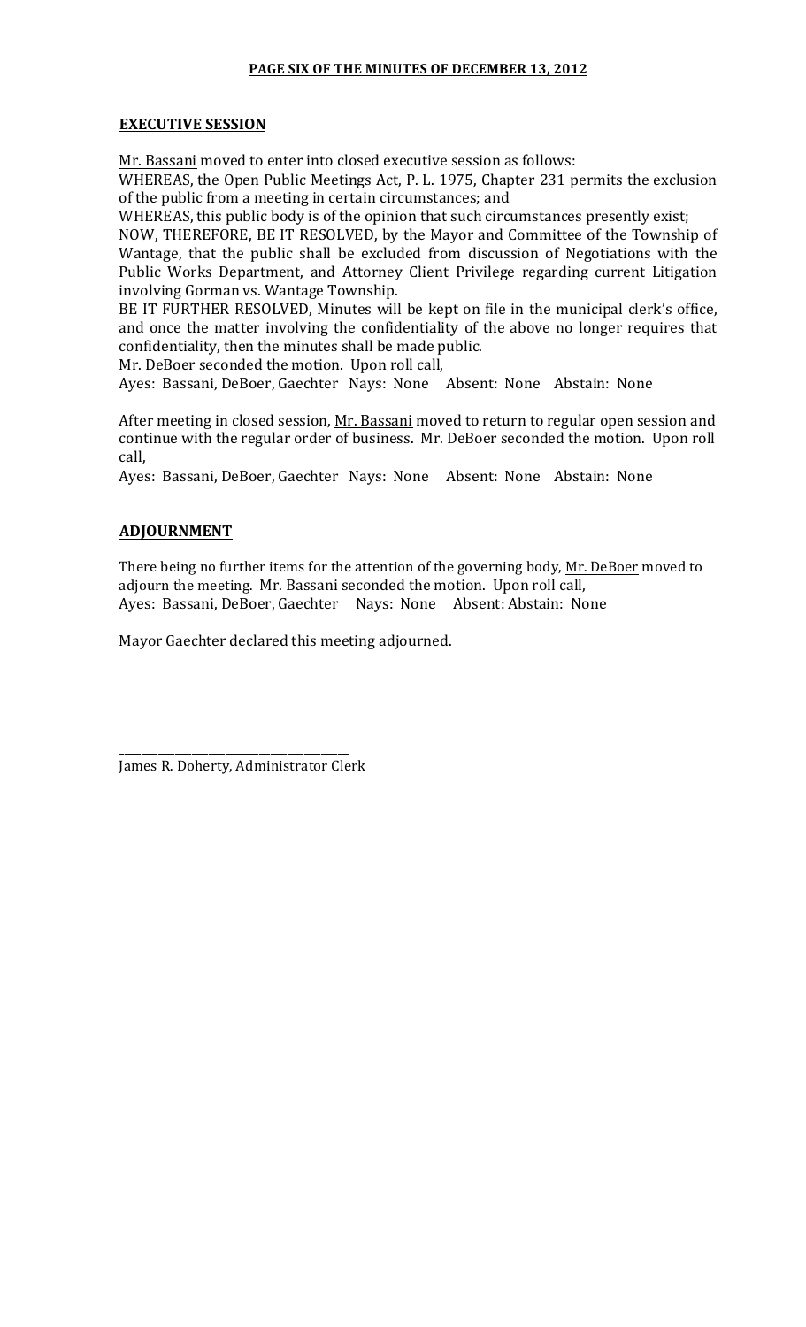## EXECUTIVE SESSION

Mr. Bassani moved to enter into closed executive session as follows:

WHEREAS, the Open Public Meetings Act, P. L. 1975, Chapter 231 permits the exclusion of the public from a meeting in certain circumstances; and

WHEREAS, this public body is of the opinion that such circumstances presently exist;

NOW, THEREFORE, BE IT RESOLVED, by the Mayor and Committee of the Township of Wantage, that the public shall be excluded from discussion of Negotiations with the Public Works Department, and Attorney Client Privilege regarding current Litigation involving Gorman vs. Wantage Township.

BE IT FURTHER RESOLVED, Minutes will be kept on file in the municipal clerk's office, and once the matter involving the confidentiality of the above no longer requires that confidentiality, then the minutes shall be made public.

Mr. DeBoer seconded the motion. Upon roll call,

Ayes: Bassani, DeBoer, Gaechter Nays: None Absent: None Abstain: None

After meeting in closed session, Mr. Bassani moved to return to regular open session and continue with the regular order of business. Mr. DeBoer seconded the motion. Upon roll call,

Ayes: Bassani, DeBoer, Gaechter Nays: None Absent: None Abstain: None

## ADJOURNMENT

There being no further items for the attention of the governing body, Mr. DeBoer moved to adjourn the meeting. Mr. Bassani seconded the motion. Upon roll call,

Ayes: Bassani, DeBoer, Gaechter Nays: None Absent: Abstain: None

Mayor Gaechter declared this meeting adjourned.

\_\_\_\_\_\_\_\_\_\_\_\_\_\_\_\_\_\_\_\_\_\_\_\_\_\_\_\_\_\_\_\_\_\_

James R. Doherty, Administrator Clerk